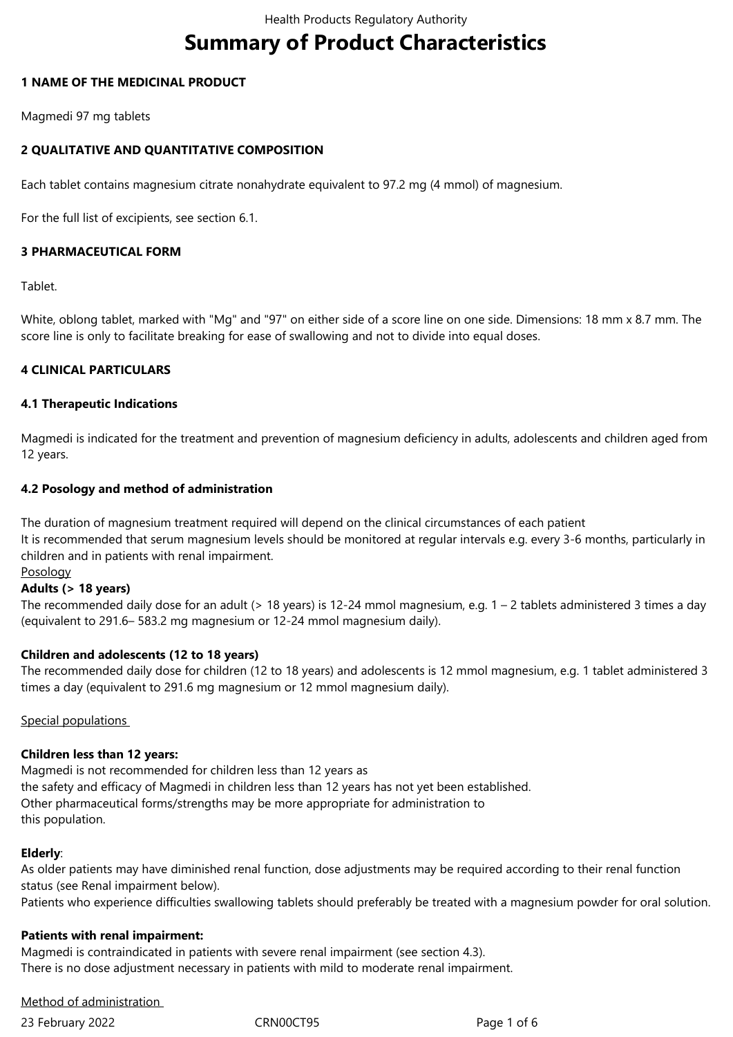# Summary of Product Characteristics

## 1 NAME OF THE MEDICINAL PRODUCT

Magmedi 97 mg tablets

## 2 QUALITATIVE AND QUANTITATIVE COMPOSITION

Each tablet contains magnesium citrate nonahydrate equivalent to 97.2 mg (4 mmol) of magnesium.

For the full list of excipients, see section 6.1.

## 3 PHARMACEUTICAL FORM

Tablet.

White, oblong tablet, marked with "Mg" and "97" on either side of a score line on one side. Dimensions: 18 mm x 8.7 mm. The score line is only to facilitate breaking for ease of swallowing and not to divide into equal doses.

## 4 CLINICAL PARTICULARS

### 4.1 Therapeutic Indications

Magmedi is indicated for the treatment and prevention of magnesium deficiency in adults, adolescents and children aged from 12 years.

### 4.2 Posology and method of administration

The duration of magnesium treatment required will depend on the clinical circumstances of each patient
It is recommended that serum magnesium levels should be monitored at regular intervals e.g. every 3-6 months, particularly in children and in patients with renal impairment.

Posology

**Adults (> 18 years)**
The recommended daily dose for an adult (> 18 years) is 12-24 mmol magnesium, e.g. 1 – 2 tablets administered 3 times a day (equivalent to 291.6– 583.2 mg magnesium or 12-24 mmol magnesium daily).

**Children and adolescents (12 to 18 years)**
The recommended daily dose for children (12 to 18 years) and adolescents is 12 mmol magnesium, e.g. 1 tablet administered 3 times a day (equivalent to 291.6 mg magnesium or 12 mmol magnesium daily).

Special populations

**Children less than 12 years:**
Magmedi is not recommended for children less than 12 years as
the safety and efficacy of Magmedi in children less than 12 years has not yet been established.
Other pharmaceutical forms/strengths may be more appropriate for administration to
this population.

**Elderly**:
As older patients may have diminished renal function, dose adjustments may be required according to their renal function status (see Renal impairment below).
Patients who experience difficulties swallowing tablets should preferably be treated with a magnesium powder for oral solution.

**Patients with renal impairment:**
Magmedi is contraindicated in patients with severe renal impairment (see section 4.3).
There is no dose adjustment necessary in patients with mild to moderate renal impairment.

Method of administration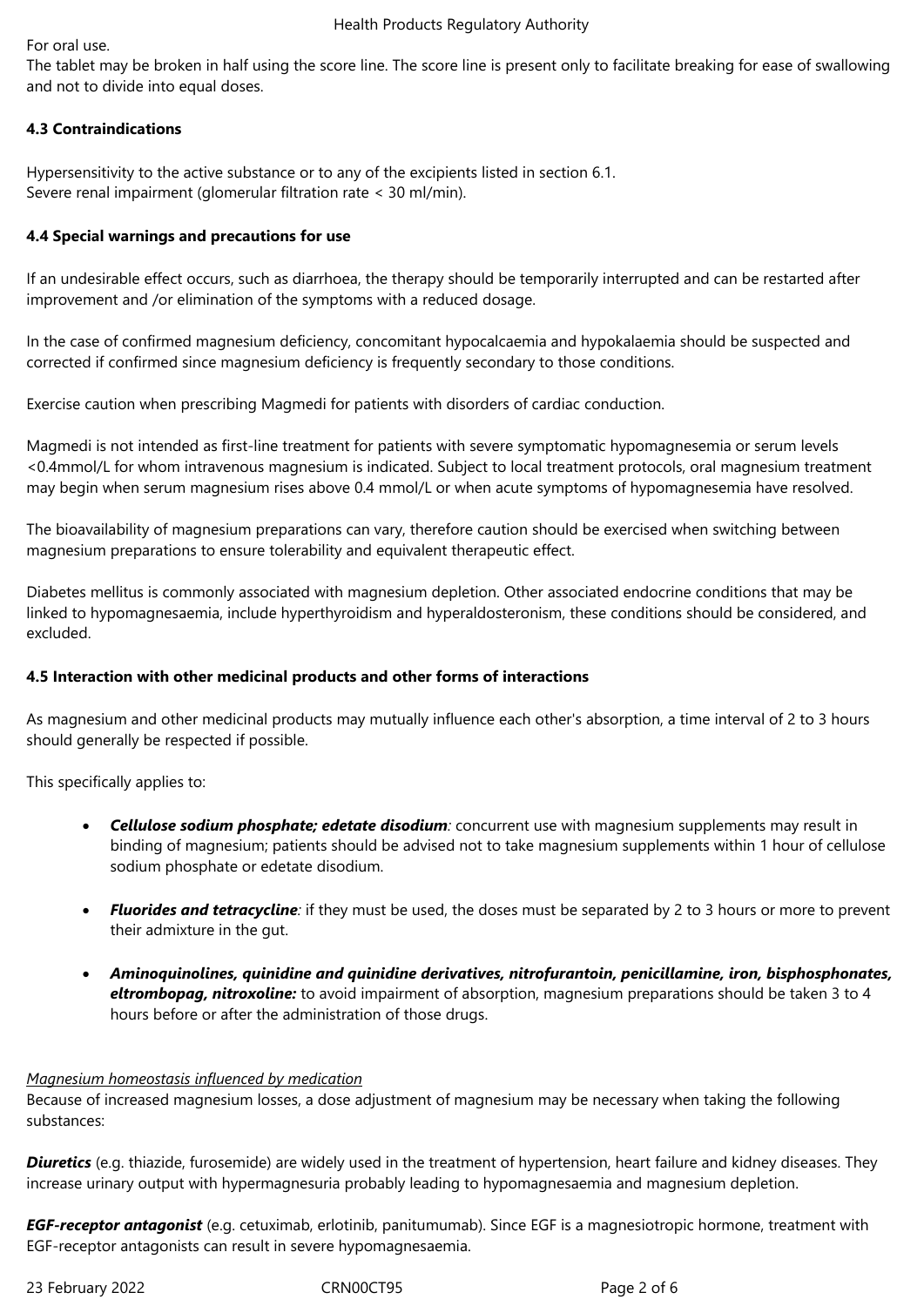For oral use.
The tablet may be broken in half using the score line. The score line is present only to facilitate breaking for ease of swallowing and not to divide into equal doses.

**4.3 Contraindications**

Hypersensitivity to the active substance or to any of the excipients listed in section 6.1.
Severe renal impairment (glomerular filtration rate < 30 ml/min).

**4.4 Special warnings and precautions for use**

If an undesirable effect occurs, such as diarrhoea, the therapy should be temporarily interrupted and can be restarted after improvement and /or elimination of the symptoms with a reduced dosage.

In the case of confirmed magnesium deficiency, concomitant hypocalcaemia and hypokalaemia should be suspected and corrected if confirmed since magnesium deficiency is frequently secondary to those conditions.

Exercise caution when prescribing Magmedi for patients with disorders of cardiac conduction.

Magmedi is not intended as first-line treatment for patients with severe symptomatic hypomagnesemia or serum levels <0.4mmol/L for whom intravenous magnesium is indicated. Subject to local treatment protocols, oral magnesium treatment may begin when serum magnesium rises above 0.4 mmol/L or when acute symptoms of hypomagnesemia have resolved.

The bioavailability of magnesium preparations can vary, therefore caution should be exercised when switching between magnesium preparations to ensure tolerability and equivalent therapeutic effect.

Diabetes mellitus is commonly associated with magnesium depletion. Other associated endocrine conditions that may be linked to hypomagnesaemia, include hyperthyroidism and hyperaldosteronism, these conditions should be considered, and excluded.

**4.5 Interaction with other medicinal products and other forms of interactions**

As magnesium and other medicinal products may mutually influence each other's absorption, a time interval of 2 to 3 hours should generally be respected if possible.

This specifically applies to:

- ***Cellulose sodium phosphate; edetate disodium****:* concurrent use with magnesium supplements may result in binding of magnesium; patients should be advised not to take magnesium supplements within 1 hour of cellulose sodium phosphate or edetate disodium.
- ***Fluorides and tetracycline****:* if they must be used, the doses must be separated by 2 to 3 hours or more to prevent their admixture in the gut.
- ***Aminoquinolines, quinidine and quinidine derivatives, nitrofurantoin, penicillamine, iron, bisphosphonates, eltrombopag, nitroxoline:*** to avoid impairment of absorption, magnesium preparations should be taken 3 to 4 hours before or after the administration of those drugs.

*Magnesium homeostasis influenced by medication*
Because of increased magnesium losses, a dose adjustment of magnesium may be necessary when taking the following substances:

***Diuretics*** (e.g. thiazide, furosemide) are widely used in the treatment of hypertension, heart failure and kidney diseases. They increase urinary output with hypermagnesuria probably leading to hypomagnesaemia and magnesium depletion.

***EGF-receptor antagonist*** (e.g. cetuximab, erlotinib, panitumumab). Since EGF is a magnesiotropic hormone, treatment with EGF-receptor antagonists can result in severe hypomagnesaemia.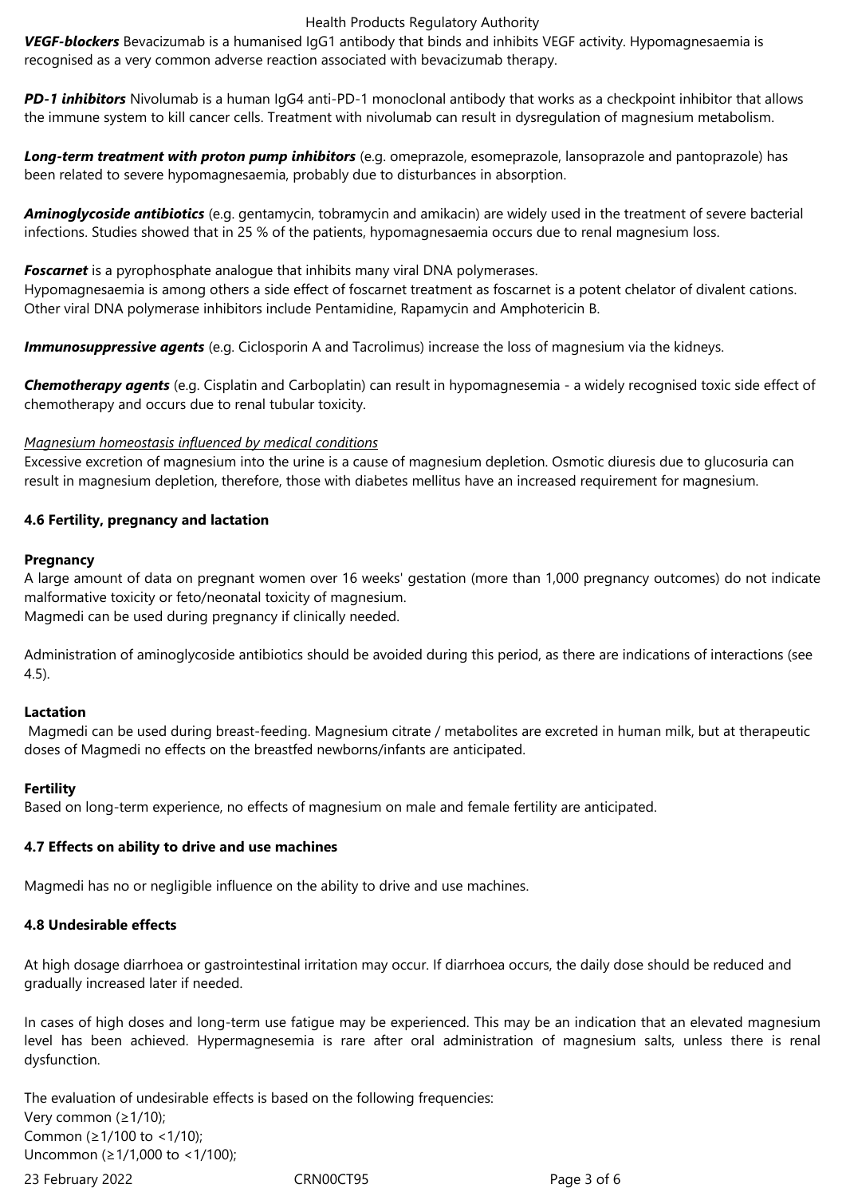***VEGF-blockers*** Bevacizumab is a humanised IgG1 antibody that binds and inhibits VEGF activity. Hypomagnesaemia is recognised as a very common adverse reaction associated with bevacizumab therapy.

***PD-1 inhibitors*** Nivolumab is a human IgG4 anti-PD-1 monoclonal antibody that works as a checkpoint inhibitor that allows the immune system to kill cancer cells. Treatment with nivolumab can result in dysregulation of magnesium metabolism.

***Long-term treatment with proton pump inhibitors*** (e.g. omeprazole, esomeprazole, lansoprazole and pantoprazole) has been related to severe hypomagnesaemia, probably due to disturbances in absorption.

***Aminoglycoside antibiotics*** (e.g. gentamycin, tobramycin and amikacin) are widely used in the treatment of severe bacterial infections. Studies showed that in 25 % of the patients, hypomagnesaemia occurs due to renal magnesium loss.

***Foscarnet*** is a pyrophosphate analogue that inhibits many viral DNA polymerases.
Hypomagnesaemia is among others a side effect of foscarnet treatment as foscarnet is a potent chelator of divalent cations. Other viral DNA polymerase inhibitors include Pentamidine, Rapamycin and Amphotericin B.

***Immunosuppressive agents*** (e.g. Ciclosporin A and Tacrolimus) increase the loss of magnesium via the kidneys.

***Chemotherapy agents*** (e.g. Cisplatin and Carboplatin) can result in hypomagnesemia - a widely recognised toxic side effect of chemotherapy and occurs due to renal tubular toxicity.

*Magnesium homeostasis influenced by medical conditions*
Excessive excretion of magnesium into the urine is a cause of magnesium depletion. Osmotic diuresis due to glucosuria can result in magnesium depletion, therefore, those with diabetes mellitus have an increased requirement for magnesium.

**4.6 Fertility, pregnancy and lactation**

**Pregnancy**
A large amount of data on pregnant women over 16 weeks' gestation (more than 1,000 pregnancy outcomes) do not indicate malformative toxicity or feto/neonatal toxicity of magnesium.
Magmedi can be used during pregnancy if clinically needed.

Administration of aminoglycoside antibiotics should be avoided during this period, as there are indications of interactions (see 4.5).

**Lactation**
Magmedi can be used during breast-feeding. Magnesium citrate / metabolites are excreted in human milk, but at therapeutic doses of Magmedi no effects on the breastfed newborns/infants are anticipated.

**Fertility**
Based on long-term experience, no effects of magnesium on male and female fertility are anticipated.

**4.7 Effects on ability to drive and use machines**

Magmedi has no or negligible influence on the ability to drive and use machines.

**4.8 Undesirable effects**

At high dosage diarrhoea or gastrointestinal irritation may occur. If diarrhoea occurs, the daily dose should be reduced and gradually increased later if needed.

In cases of high doses and long-term use fatigue may be experienced. This may be an indication that an elevated magnesium level has been achieved. Hypermagnesemia is rare after oral administration of magnesium salts, unless there is renal dysfunction.

The evaluation of undesirable effects is based on the following frequencies:
Very common (≥1/10);
Common (≥1/100 to <1/10);
Uncommon (≥1/1,000 to <1/100);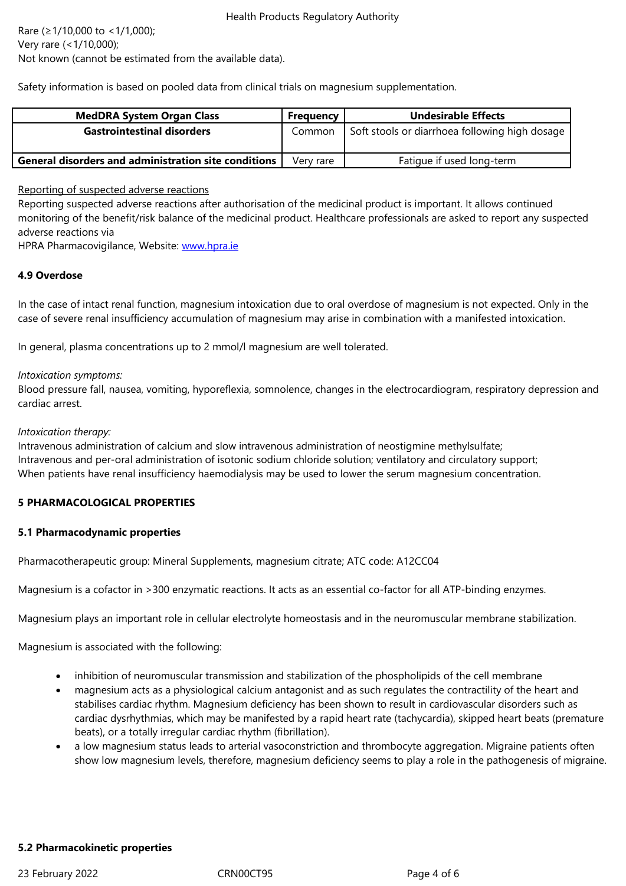Rare (≥1/10,000 to <1/1,000);
Very rare (<1/10,000);
Not known (cannot be estimated from the available data).

Safety information is based on pooled data from clinical trials on magnesium supplementation.

| MedDRA System Organ Class | Frequency | Undesirable Effects |
|---|---|---|
| **Gastrointestinal disorders** | Common | Soft stools or diarrhoea following high dosage |
| **General disorders and administration site conditions** | Very rare | Fatigue if used long-term |

Reporting of suspected adverse reactions
Reporting suspected adverse reactions after authorisation of the medicinal product is important. It allows continued monitoring of the benefit/risk balance of the medicinal product. Healthcare professionals are asked to report any suspected adverse reactions via
HPRA Pharmacovigilance, Website: www.hpra.ie

### 4.9 Overdose

In the case of intact renal function, magnesium intoxication due to oral overdose of magnesium is not expected. Only in the case of severe renal insufficiency accumulation of magnesium may arise in combination with a manifested intoxication.

In general, plasma concentrations up to 2 mmol/l magnesium are well tolerated.

*Intoxication symptoms:*
Blood pressure fall, nausea, vomiting, hyporeflexia, somnolence, changes in the electrocardiogram, respiratory depression and cardiac arrest.

*Intoxication therapy:*
Intravenous administration of calcium and slow intravenous administration of neostigmine methylsulfate;
Intravenous and per-oral administration of isotonic sodium chloride solution; ventilatory and circulatory support;
When patients have renal insufficiency haemodialysis may be used to lower the serum magnesium concentration.

## 5 PHARMACOLOGICAL PROPERTIES

### 5.1 Pharmacodynamic properties

Pharmacotherapeutic group: Mineral Supplements, magnesium citrate; ATC code: A12CC04

Magnesium is a cofactor in >300 enzymatic reactions. It acts as an essential co-factor for all ATP-binding enzymes.

Magnesium plays an important role in cellular electrolyte homeostasis and in the neuromuscular membrane stabilization.

Magnesium is associated with the following:

- inhibition of neuromuscular transmission and stabilization of the phospholipids of the cell membrane
- magnesium acts as a physiological calcium antagonist and as such regulates the contractility of the heart and stabilises cardiac rhythm. Magnesium deficiency has been shown to result in cardiovascular disorders such as cardiac dysrhythmias, which may be manifested by a rapid heart rate (tachycardia), skipped heart beats (premature beats), or a totally irregular cardiac rhythm (fibrillation).
- a low magnesium status leads to arterial vasoconstriction and thrombocyte aggregation. Migraine patients often show low magnesium levels, therefore, magnesium deficiency seems to play a role in the pathogenesis of migraine.

### 5.2 Pharmacokinetic properties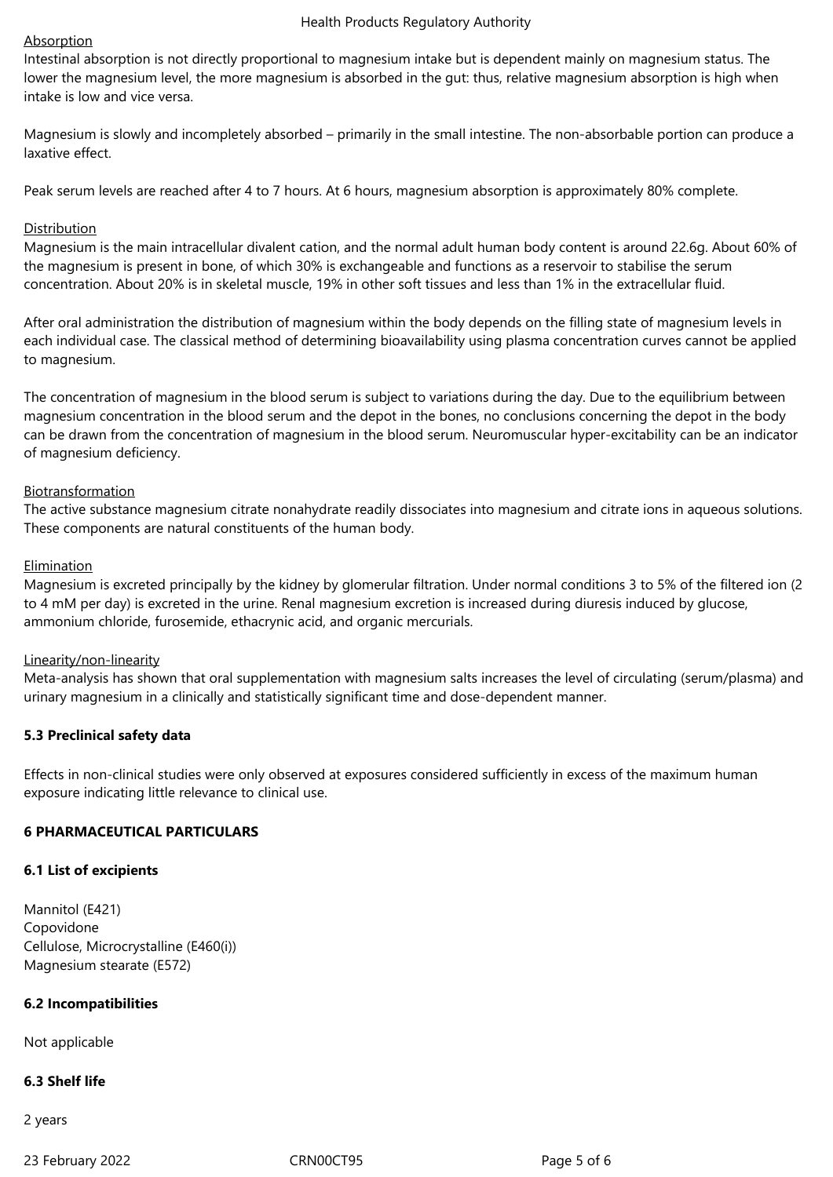Absorption

Intestinal absorption is not directly proportional to magnesium intake but is dependent mainly on magnesium status. The lower the magnesium level, the more magnesium is absorbed in the gut: thus, relative magnesium absorption is high when intake is low and vice versa.

Magnesium is slowly and incompletely absorbed – primarily in the small intestine. The non-absorbable portion can produce a laxative effect.

Peak serum levels are reached after 4 to 7 hours. At 6 hours, magnesium absorption is approximately 80% complete.

Distribution

Magnesium is the main intracellular divalent cation, and the normal adult human body content is around 22.6g. About 60% of the magnesium is present in bone, of which 30% is exchangeable and functions as a reservoir to stabilise the serum concentration. About 20% is in skeletal muscle, 19% in other soft tissues and less than 1% in the extracellular fluid.

After oral administration the distribution of magnesium within the body depends on the filling state of magnesium levels in each individual case. The classical method of determining bioavailability using plasma concentration curves cannot be applied to magnesium.

The concentration of magnesium in the blood serum is subject to variations during the day. Due to the equilibrium between magnesium concentration in the blood serum and the depot in the bones, no conclusions concerning the depot in the body can be drawn from the concentration of magnesium in the blood serum. Neuromuscular hyper-excitability can be an indicator of magnesium deficiency.

Biotransformation

The active substance magnesium citrate nonahydrate readily dissociates into magnesium and citrate ions in aqueous solutions. These components are natural constituents of the human body.

Elimination

Magnesium is excreted principally by the kidney by glomerular filtration. Under normal conditions 3 to 5% of the filtered ion (2 to 4 mM per day) is excreted in the urine. Renal magnesium excretion is increased during diuresis induced by glucose, ammonium chloride, furosemide, ethacrynic acid, and organic mercurials.

Linearity/non-linearity

Meta-analysis has shown that oral supplementation with magnesium salts increases the level of circulating (serum/plasma) and urinary magnesium in a clinically and statistically significant time and dose-dependent manner.

**5.3 Preclinical safety data**

Effects in non-clinical studies were only observed at exposures considered sufficiently in excess of the maximum human exposure indicating little relevance to clinical use.

## 6 PHARMACEUTICAL PARTICULARS

**6.1 List of excipients**

Mannitol (E421)
Copovidone
Cellulose, Microcrystalline (E460(i))
Magnesium stearate (E572)

**6.2 Incompatibilities**

Not applicable

**6.3 Shelf life**

2 years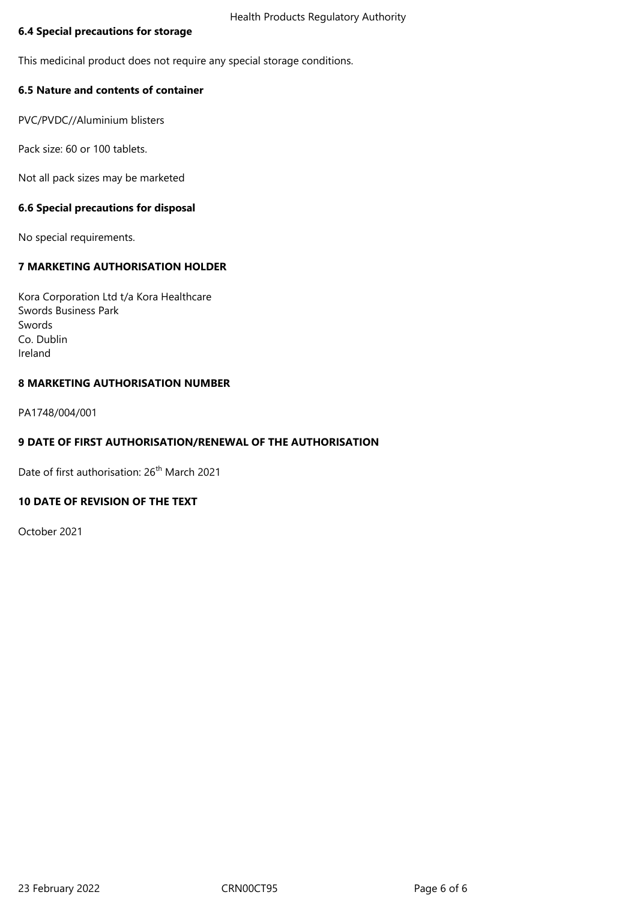### 6.4 Special precautions for storage

This medicinal product does not require any special storage conditions.

### 6.5 Nature and contents of container

PVC/PVDC//Aluminium blisters

Pack size: 60 or 100 tablets.

Not all pack sizes may be marketed

### 6.6 Special precautions for disposal

No special requirements.

## 7 MARKETING AUTHORISATION HOLDER

Kora Corporation Ltd t/a Kora Healthcare
Swords Business Park
Swords
Co. Dublin
Ireland

## 8 MARKETING AUTHORISATION NUMBER

PA1748/004/001

## 9 DATE OF FIRST AUTHORISATION/RENEWAL OF THE AUTHORISATION

Date of first authorisation: 26th March 2021

## 10 DATE OF REVISION OF THE TEXT

October 2021